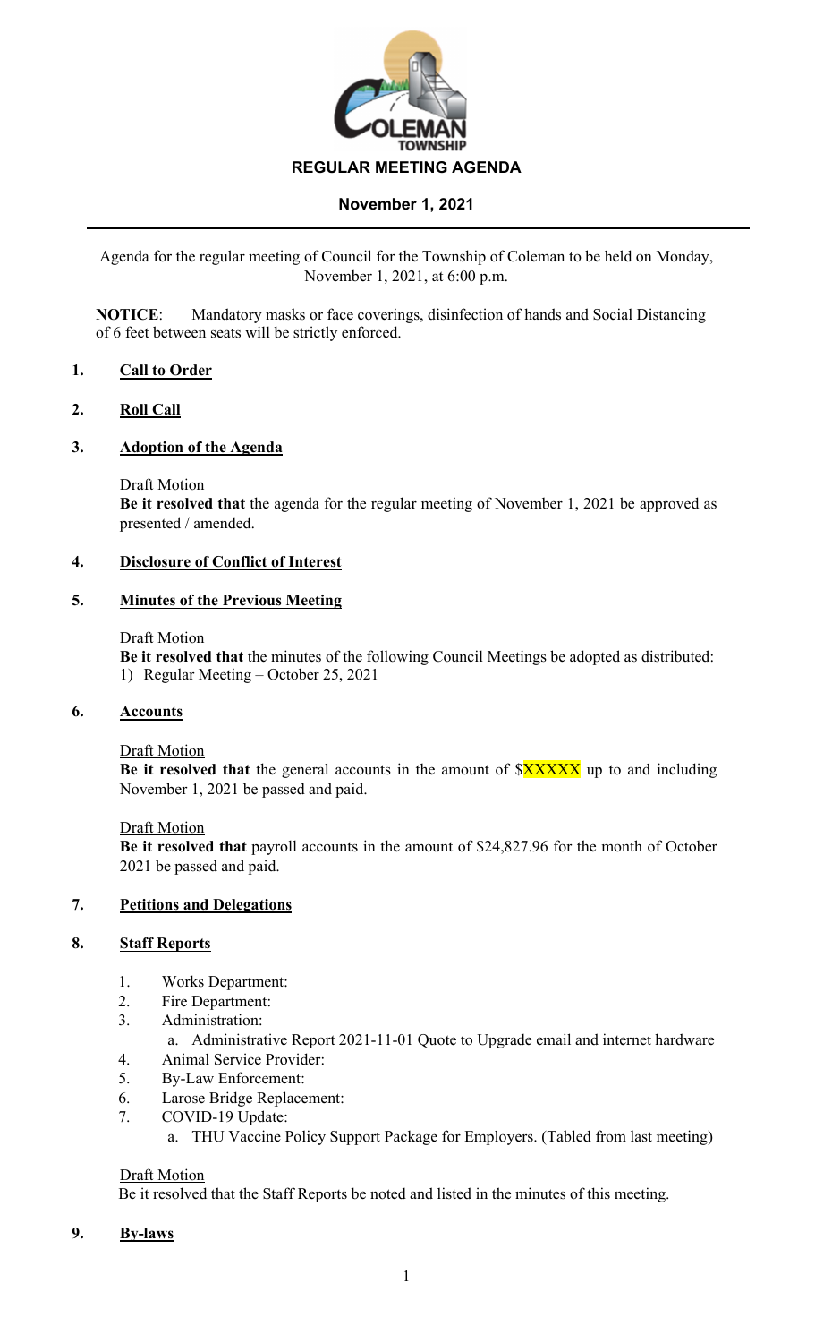# REGULAR MEETING AGENDA

## November 1, 2021

Agenda for the regular meeting of Council for the Township of Coleman to be held on Monday, November 1, 2021, at 6:00 p.m.

**NOTICE**: Mandatory masks or face coverings, disinfection of hands and Social Distancing of 6 feet between seats will be strictly enforced.

**1. Call to Order**

**2. Roll Call**

**3. Adoption of the Agenda**

Draft Motion
**Be it resolved that** the agenda for the regular meeting of November 1, 2021 be approved as presented / amended.

**4. Disclosure of Conflict of Interest**

**5. Minutes of the Previous Meeting**

Draft Motion
**Be it resolved that** the minutes of the following Council Meetings be adopted as distributed:
1) Regular Meeting – October 25, 2021

**6. Accounts**

Draft Motion
**Be it resolved that** the general accounts in the amount of $XXXXX up to and including November 1, 2021 be passed and paid.

Draft Motion
**Be it resolved that** payroll accounts in the amount of $24,827.96 for the month of October 2021 be passed and paid.

**7. Petitions and Delegations**

**8. Staff Reports**

1. Works Department:
2. Fire Department:
3. Administration:
   a. Administrative Report 2021-11-01 Quote to Upgrade email and internet hardware
4. Animal Service Provider:
5. By-Law Enforcement:
6. Larose Bridge Replacement:
7. COVID-19 Update:
   a. THU Vaccine Policy Support Package for Employers. (Tabled from last meeting)

Draft Motion
Be it resolved that the Staff Reports be noted and listed in the minutes of this meeting.

**9. By-laws**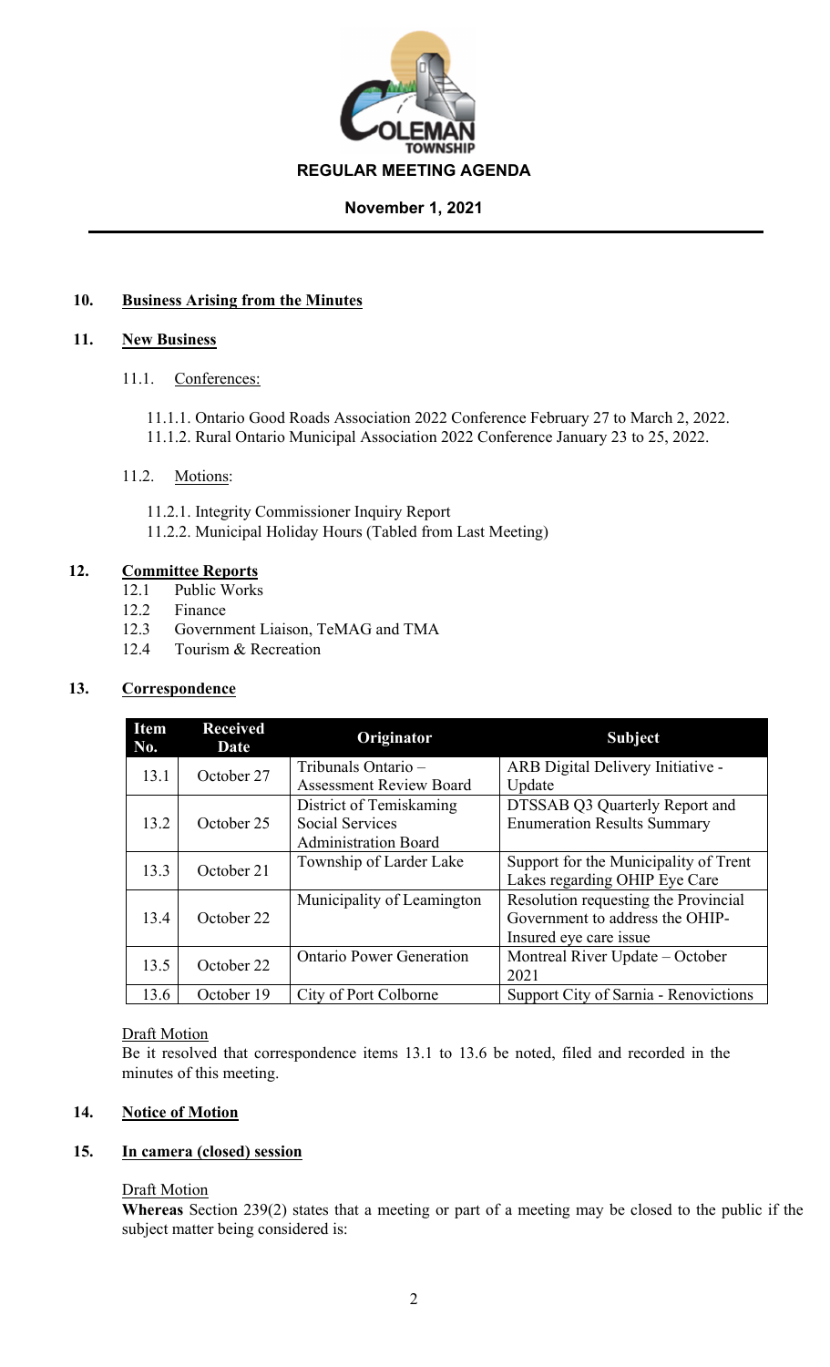# REGULAR MEETING AGENDA

## November 1, 2021

### 10. Business Arising from the Minutes

### 11. New Business

11.1. Conferences:

- 11.1.1. Ontario Good Roads Association 2022 Conference February 27 to March 2, 2022.
- 11.1.2. Rural Ontario Municipal Association 2022 Conference January 23 to 25, 2022.

11.2. Motions:

- 11.2.1. Integrity Commissioner Inquiry Report
- 11.2.2. Municipal Holiday Hours (Tabled from Last Meeting)

### 12. Committee Reports

- 12.1 Public Works
- 12.2 Finance
- 12.3 Government Liaison, TeMAG and TMA
- 12.4 Tourism & Recreation

### 13. Correspondence

| Item No. | Received Date | Originator | Subject |
|---|---|---|---|
| 13.1 | October 27 | Tribunals Ontario – Assessment Review Board | ARB Digital Delivery Initiative - Update |
| 13.2 | October 25 | District of Temiskaming Social Services Administration Board | DTSSAB Q3 Quarterly Report and Enumeration Results Summary |
| 13.3 | October 21 | Township of Larder Lake | Support for the Municipality of Trent Lakes regarding OHIP Eye Care |
| 13.4 | October 22 | Municipality of Leamington | Resolution requesting the Provincial Government to address the OHIP-Insured eye care issue |
| 13.5 | October 22 | Ontario Power Generation | Montreal River Update – October 2021 |
| 13.6 | October 19 | City of Port Colborne | Support City of Sarnia - Renovictions |

Draft Motion

Be it resolved that correspondence items 13.1 to 13.6 be noted, filed and recorded in the minutes of this meeting.

### 14. Notice of Motion

### 15. In camera (closed) session

Draft Motion

**Whereas** Section 239(2) states that a meeting or part of a meeting may be closed to the public if the subject matter being considered is: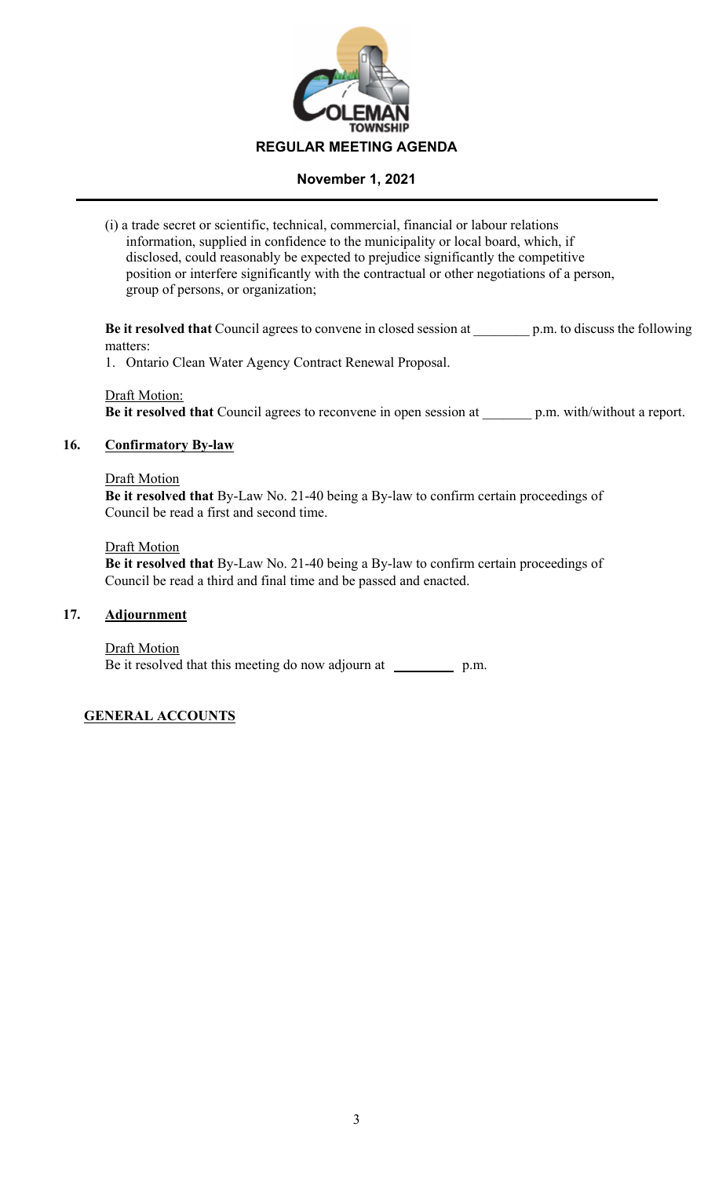(i) a trade secret or scientific, technical, commercial, financial or labour relations information, supplied in confidence to the municipality or local board, which, if disclosed, could reasonably be expected to prejudice significantly the competitive position or interfere significantly with the contractual or other negotiations of a person, group of persons, or organization;

**Be it resolved that** Council agrees to convene in closed session at ________ p.m. to discuss the following matters:

1. Ontario Clean Water Agency Contract Renewal Proposal.

Draft Motion:
**Be it resolved that** Council agrees to reconvene in open session at _______ p.m. with/without a report.

## 16. Confirmatory By-law

Draft Motion
**Be it resolved that** By-Law No. 21-40 being a By-law to confirm certain proceedings of Council be read a first and second time.

Draft Motion
**Be it resolved that** By-Law No. 21-40 being a By-law to confirm certain proceedings of Council be read a third and final time and be passed and enacted.

## 17. Adjournment

Draft Motion
Be it resolved that this meeting do now adjourn at _________ p.m.

## GENERAL ACCOUNTS